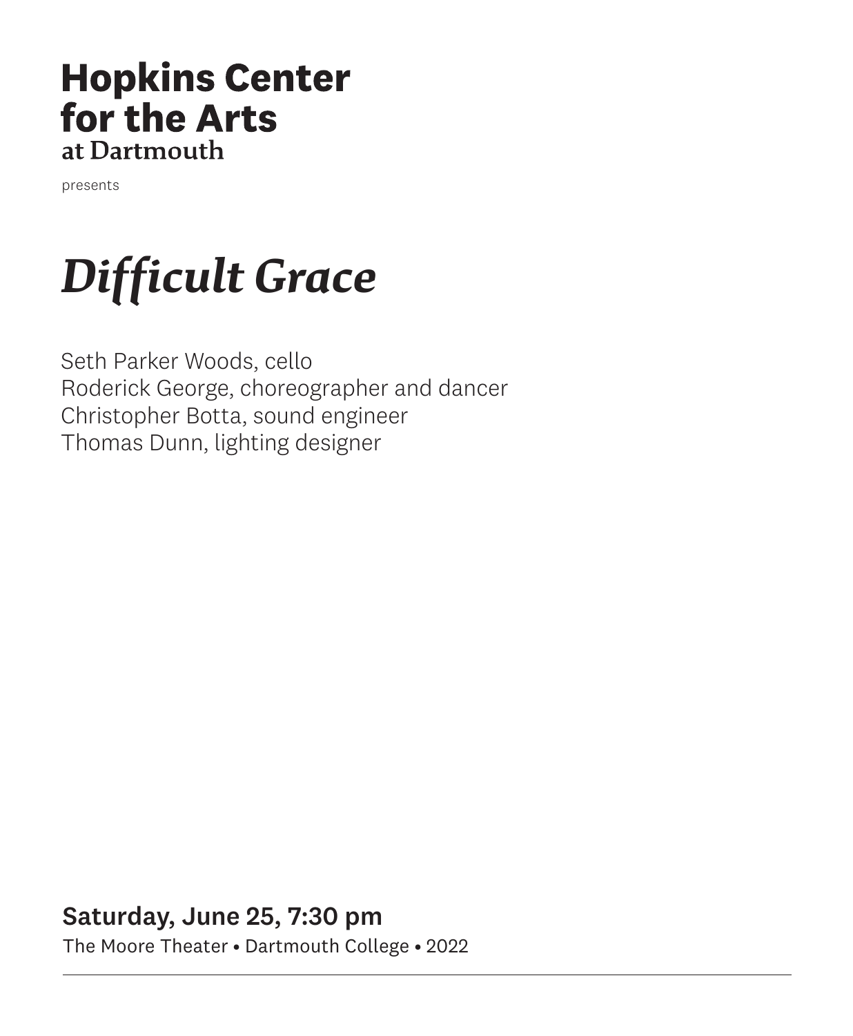**Hopkins Center**
**for the Arts**
**at Dartmouth**

presents

# *Difficult Grace*

Seth Parker Woods, cello
Roderick George, choreographer and dancer
Christopher Botta, sound engineer
Thomas Dunn, lighting designer

**Saturday, June 25, 7:30 pm**

The Moore Theater • Dartmouth College • 2022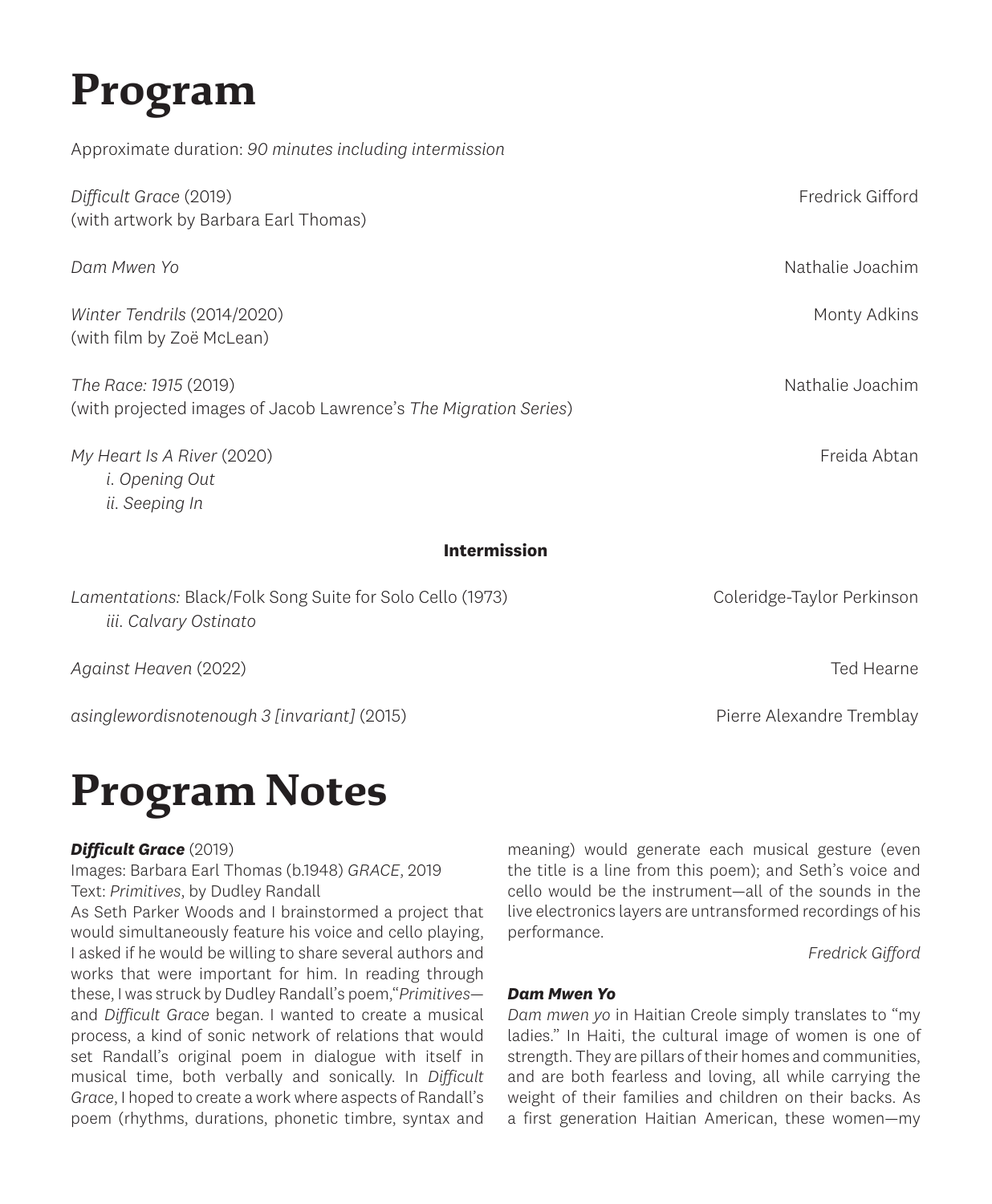# Program

Approximate duration: *90 minutes including intermission*

*Difficult Grace* (2019) — Fredrick Gifford
(with artwork by Barbara Earl Thomas)

*Dam Mwen Yo* — Nathalie Joachim

*Winter Tendrils* (2014/2020) — Monty Adkins
(with film by Zoë McLean)

*The Race: 1915* (2019) — Nathalie Joachim
(with projected images of Jacob Lawrence's *The Migration Series*)

*My Heart Is A River* (2020) — Freida Abtan
- *i. Opening Out*
- *ii. Seeping In*

**Intermission**

*Lamentations:* Black/Folk Song Suite for Solo Cello (1973) — Coleridge-Taylor Perkinson
- *iii. Calvary Ostinato*

*Against Heaven* (2022) — Ted Hearne

*asinglewordisnotenough 3 [invariant]* (2015) — Pierre Alexandre Tremblay

# Program Notes

***Difficult Grace*** (2019)
Images: Barbara Earl Thomas (b.1948) *GRACE*, 2019
Text: *Primitives*, by Dudley Randall

As Seth Parker Woods and I brainstormed a project that would simultaneously feature his voice and cello playing, I asked if he would be willing to share several authors and works that were important for him. In reading through these, I was struck by Dudley Randall's poem, "*Primitives*—and *Difficult Grace* began. I wanted to create a musical process, a kind of sonic network of relations that would set Randall's original poem in dialogue with itself in musical time, both verbally and sonically. In *Difficult Grace*, I hoped to create a work where aspects of Randall's poem (rhythms, durations, phonetic timbre, syntax and meaning) would generate each musical gesture (even the title is a line from this poem); and Seth's voice and cello would be the instrument—all of the sounds in the live electronics layers are untransformed recordings of his performance.

*Fredrick Gifford*

***Dam Mwen Yo***

*Dam mwen yo* in Haitian Creole simply translates to "my ladies." In Haiti, the cultural image of women is one of strength. They are pillars of their homes and communities, and are both fearless and loving, all while carrying the weight of their families and children on their backs. As a first generation Haitian American, these women—my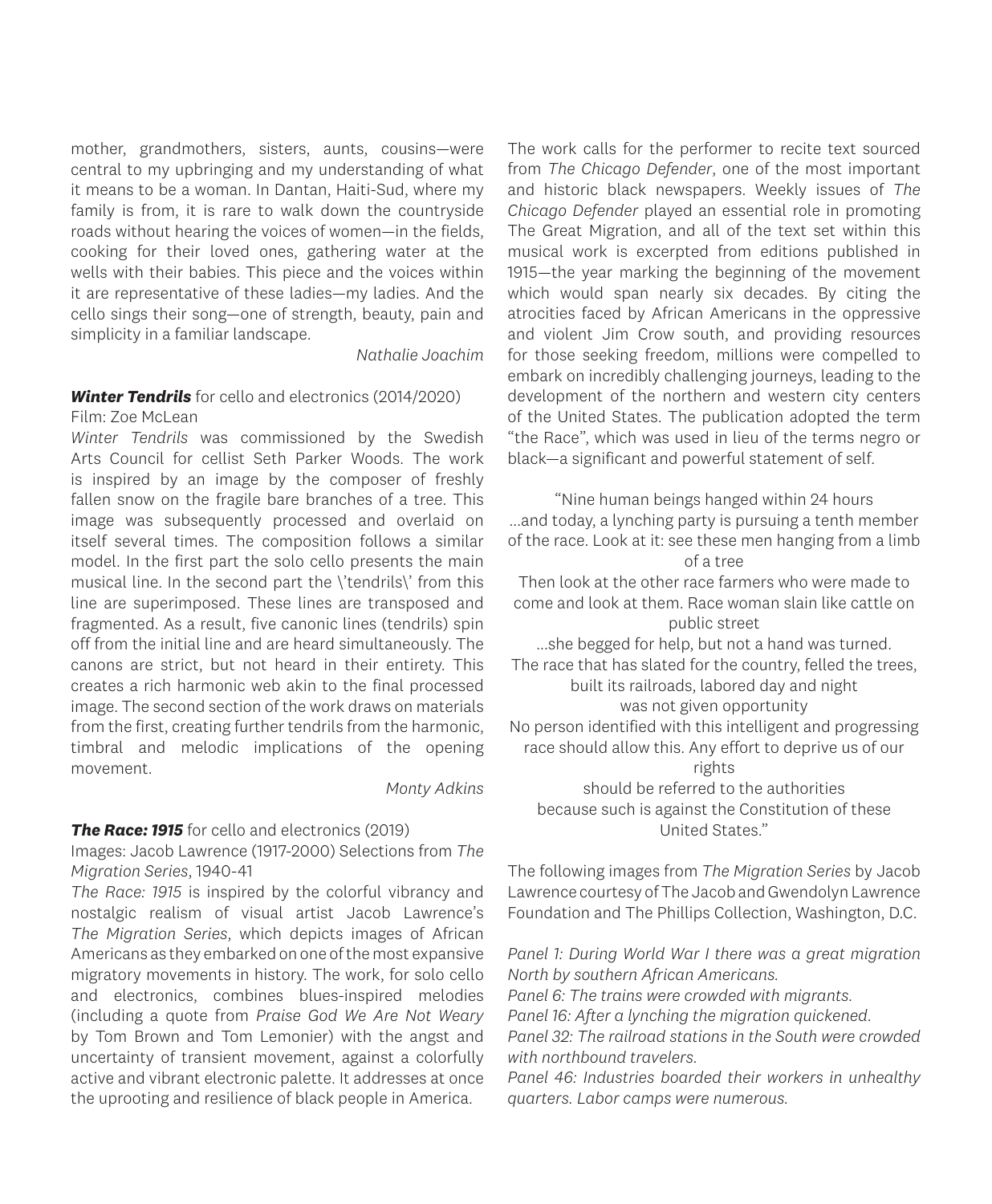mother, grandmothers, sisters, aunts, cousins—were central to my upbringing and my understanding of what it means to be a woman. In Dantan, Haiti-Sud, where my family is from, it is rare to walk down the countryside roads without hearing the voices of women—in the fields, cooking for their loved ones, gathering water at the wells with their babies. This piece and the voices within it are representative of these ladies—my ladies. And the cello sings their song—one of strength, beauty, pain and simplicity in a familiar landscape.

*Nathalie Joachim*

***Winter Tendrils*** for cello and electronics (2014/2020)
Film: Zoe McLean

*Winter Tendrils* was commissioned by the Swedish Arts Council for cellist Seth Parker Woods. The work is inspired by an image by the composer of freshly fallen snow on the fragile bare branches of a tree. This image was subsequently processed and overlaid on itself several times. The composition follows a similar model. In the first part the solo cello presents the main musical line. In the second part the \'tendrils\' from this line are superimposed. These lines are transposed and fragmented. As a result, five canonic lines (tendrils) spin off from the initial line and are heard simultaneously. The canons are strict, but not heard in their entirety. This creates a rich harmonic web akin to the final processed image. The second section of the work draws on materials from the first, creating further tendrils from the harmonic, timbral and melodic implications of the opening movement.

*Monty Adkins*

***The Race: 1915*** for cello and electronics (2019)
Images: Jacob Lawrence (1917-2000) Selections from *The Migration Series*, 1940-41

*The Race: 1915* is inspired by the colorful vibrancy and nostalgic realism of visual artist Jacob Lawrence's *The Migration Series*, which depicts images of African Americans as they embarked on one of the most expansive migratory movements in history. The work, for solo cello and electronics, combines blues-inspired melodies (including a quote from *Praise God We Are Not Weary* by Tom Brown and Tom Lemonier) with the angst and uncertainty of transient movement, against a colorfully active and vibrant electronic palette. It addresses at once the uprooting and resilience of black people in America.

The work calls for the performer to recite text sourced from *The Chicago Defender*, one of the most important and historic black newspapers. Weekly issues of *The Chicago Defender* played an essential role in promoting The Great Migration, and all of the text set within this musical work is excerpted from editions published in 1915—the year marking the beginning of the movement which would span nearly six decades. By citing the atrocities faced by African Americans in the oppressive and violent Jim Crow south, and providing resources for those seeking freedom, millions were compelled to embark on incredibly challenging journeys, leading to the development of the northern and western city centers of the United States. The publication adopted the term "the Race", which was used in lieu of the terms negro or black—a significant and powerful statement of self.

"Nine human beings hanged within 24 hours
...and today, a lynching party is pursuing a tenth member of the race. Look at it: see these men hanging from a limb of a tree
Then look at the other race farmers who were made to come and look at them. Race woman slain like cattle on public street
...she begged for help, but not a hand was turned.
The race that has slated for the country, felled the trees, built its railroads, labored day and night
was not given opportunity
No person identified with this intelligent and progressing race should allow this. Any effort to deprive us of our rights
should be referred to the authorities
because such is against the Constitution of these United States."

The following images from *The Migration Series* by Jacob Lawrence courtesy of The Jacob and Gwendolyn Lawrence Foundation and The Phillips Collection, Washington, D.C.

*Panel 1: During World War I there was a great migration North by southern African Americans.*
*Panel 6: The trains were crowded with migrants.*
*Panel 16: After a lynching the migration quickened.*
*Panel 32: The railroad stations in the South were crowded with northbound travelers.*
*Panel 46: Industries boarded their workers in unhealthy quarters. Labor camps were numerous.*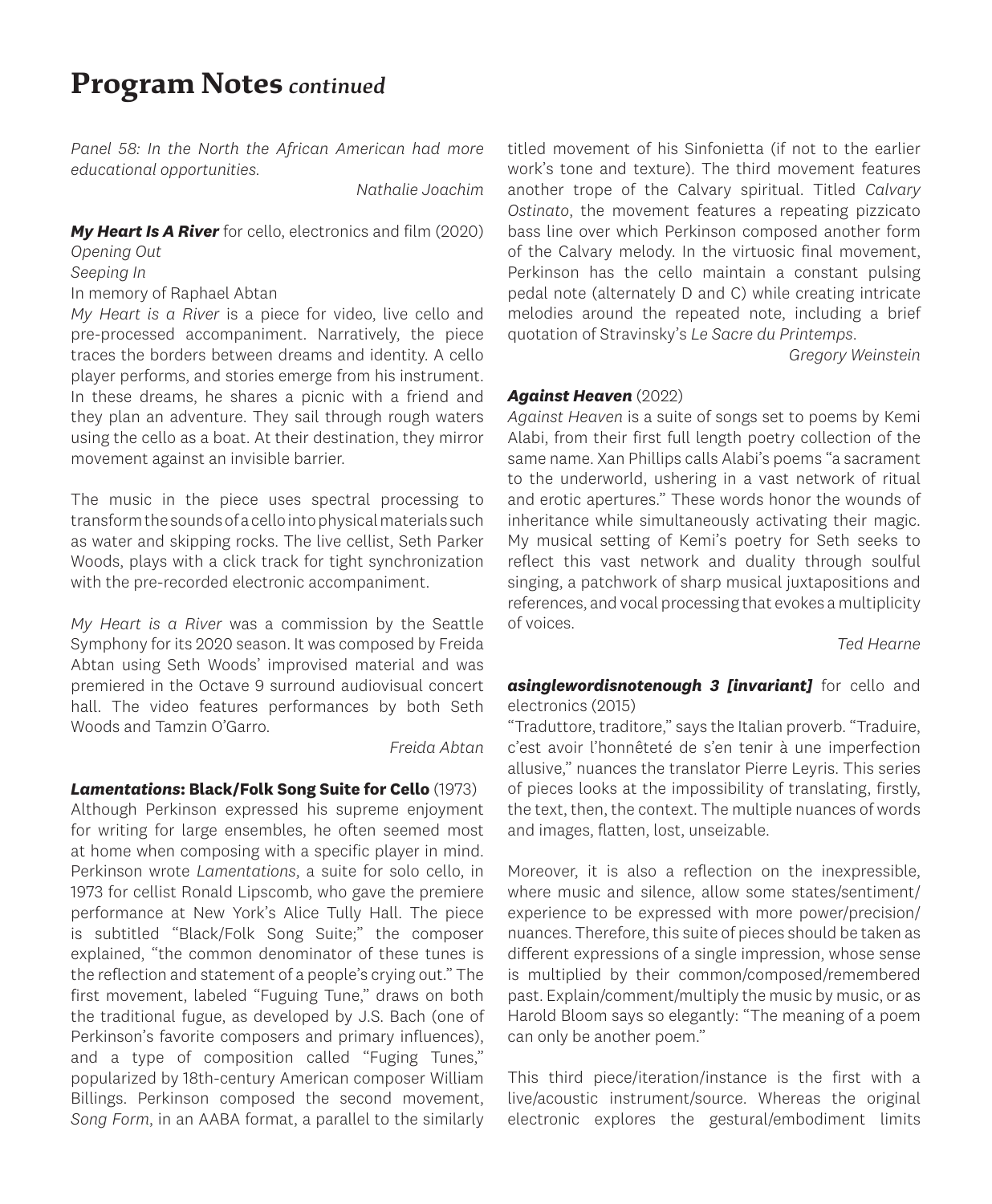# Program Notes *continued*

*Panel 58: In the North the African American had more educational opportunities.*

*Nathalie Joachim*

***My Heart Is A River*** for cello, electronics and film (2020)
*Opening Out*
*Seeping In*
In memory of Raphael Abtan

*My Heart is a River* is a piece for video, live cello and pre-processed accompaniment. Narratively, the piece traces the borders between dreams and identity. A cello player performs, and stories emerge from his instrument. In these dreams, he shares a picnic with a friend and they plan an adventure. They sail through rough waters using the cello as a boat. At their destination, they mirror movement against an invisible barrier.

The music in the piece uses spectral processing to transform the sounds of a cello into physical materials such as water and skipping rocks. The live cellist, Seth Parker Woods, plays with a click track for tight synchronization with the pre-recorded electronic accompaniment.

*My Heart is a River* was a commission by the Seattle Symphony for its 2020 season. It was composed by Freida Abtan using Seth Woods' improvised material and was premiered in the Octave 9 surround audiovisual concert hall. The video features performances by both Seth Woods and Tamzin O'Garro.

*Freida Abtan*

***Lamentations*: Black/Folk Song Suite for Cello** (1973)

Although Perkinson expressed his supreme enjoyment for writing for large ensembles, he often seemed most at home when composing with a specific player in mind. Perkinson wrote *Lamentations*, a suite for solo cello, in 1973 for cellist Ronald Lipscomb, who gave the premiere performance at New York's Alice Tully Hall. The piece is subtitled "Black/Folk Song Suite;" the composer explained, "the common denominator of these tunes is the reflection and statement of a people's crying out." The first movement, labeled "Fuguing Tune," draws on both the traditional fugue, as developed by J.S. Bach (one of Perkinson's favorite composers and primary influences), and a type of composition called "Fuging Tunes," popularized by 18th-century American composer William Billings. Perkinson composed the second movement, *Song Form*, in an AABA format, a parallel to the similarly titled movement of his Sinfonietta (if not to the earlier work's tone and texture). The third movement features another trope of the Calvary spiritual. Titled *Calvary Ostinato*, the movement features a repeating pizzicato bass line over which Perkinson composed another form of the Calvary melody. In the virtuosic final movement, Perkinson has the cello maintain a constant pulsing pedal note (alternately D and C) while creating intricate melodies around the repeated note, including a brief quotation of Stravinsky's *Le Sacre du Printemps*.

*Gregory Weinstein*

***Against Heaven*** (2022)

*Against Heaven* is a suite of songs set to poems by Kemi Alabi, from their first full length poetry collection of the same name. Xan Phillips calls Alabi's poems "a sacrament to the underworld, ushering in a vast network of ritual and erotic apertures." These words honor the wounds of inheritance while simultaneously activating their magic. My musical setting of Kemi's poetry for Seth seeks to reflect this vast network and duality through soulful singing, a patchwork of sharp musical juxtapositions and references, and vocal processing that evokes a multiplicity of voices.

*Ted Hearne*

***asinglewordisnotenough 3 [invariant]*** for cello and electronics (2015)

"Traduttore, traditore," says the Italian proverb. "Traduire, c'est avoir l'honnêteté de s'en tenir à une imperfection allusive," nuances the translator Pierre Leyris. This series of pieces looks at the impossibility of translating, firstly, the text, then, the context. The multiple nuances of words and images, flatten, lost, unseizable.

Moreover, it is also a reflection on the inexpressible, where music and silence, allow some states/sentiment/experience to be expressed with more power/precision/nuances. Therefore, this suite of pieces should be taken as different expressions of a single impression, whose sense is multiplied by their common/composed/remembered past. Explain/comment/multiply the music by music, or as Harold Bloom says so elegantly: "The meaning of a poem can only be another poem."

This third piece/iteration/instance is the first with a live/acoustic instrument/source. Whereas the original electronic explores the gestural/embodiment limits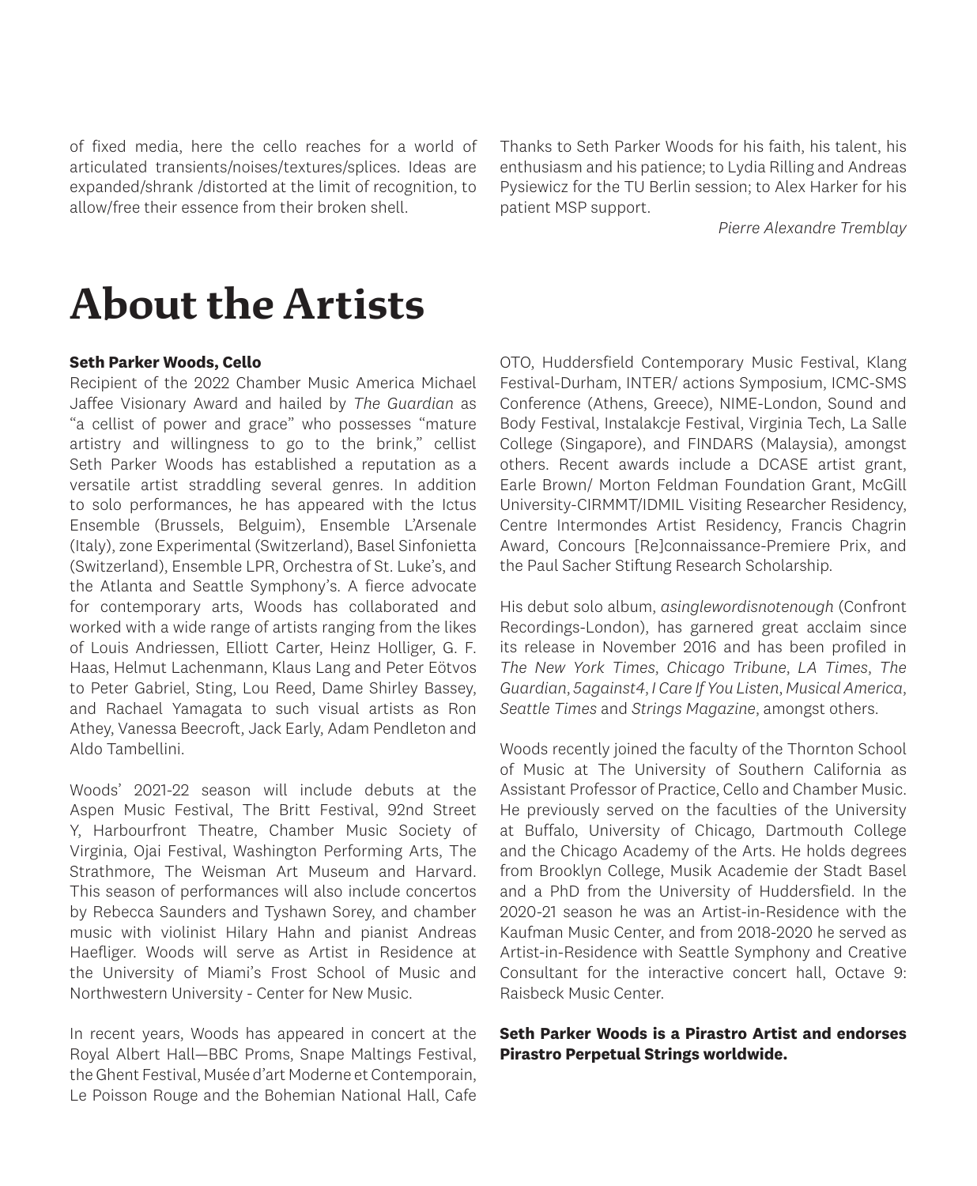of fixed media, here the cello reaches for a world of articulated transients/noises/textures/splices. Ideas are expanded/shrank /distorted at the limit of recognition, to allow/free their essence from their broken shell.

Thanks to Seth Parker Woods for his faith, his talent, his enthusiasm and his patience; to Lydia Rilling and Andreas Pysiewicz for the TU Berlin session; to Alex Harker for his patient MSP support.

*Pierre Alexandre Tremblay*

# About the Artists

**Seth Parker Woods, Cello**

Recipient of the 2022 Chamber Music America Michael Jaffee Visionary Award and hailed by *The Guardian* as "a cellist of power and grace" who possesses "mature artistry and willingness to go to the brink," cellist Seth Parker Woods has established a reputation as a versatile artist straddling several genres. In addition to solo performances, he has appeared with the Ictus Ensemble (Brussels, Belguim), Ensemble L'Arsenale (Italy), zone Experimental (Switzerland), Basel Sinfonietta (Switzerland), Ensemble LPR, Orchestra of St. Luke's, and the Atlanta and Seattle Symphony's. A fierce advocate for contemporary arts, Woods has collaborated and worked with a wide range of artists ranging from the likes of Louis Andriessen, Elliott Carter, Heinz Holliger, G. F. Haas, Helmut Lachenmann, Klaus Lang and Peter Eötvos to Peter Gabriel, Sting, Lou Reed, Dame Shirley Bassey, and Rachael Yamagata to such visual artists as Ron Athey, Vanessa Beecroft, Jack Early, Adam Pendleton and Aldo Tambellini.

Woods' 2021-22 season will include debuts at the Aspen Music Festival, The Britt Festival, 92nd Street Y, Harbourfront Theatre, Chamber Music Society of Virginia, Ojai Festival, Washington Performing Arts, The Strathmore, The Weisman Art Museum and Harvard. This season of performances will also include concertos by Rebecca Saunders and Tyshawn Sorey, and chamber music with violinist Hilary Hahn and pianist Andreas Haefliger. Woods will serve as Artist in Residence at the University of Miami's Frost School of Music and Northwestern University - Center for New Music.

In recent years, Woods has appeared in concert at the Royal Albert Hall—BBC Proms, Snape Maltings Festival, the Ghent Festival, Musée d'art Moderne et Contemporain, Le Poisson Rouge and the Bohemian National Hall, Cafe OTO, Huddersfield Contemporary Music Festival, Klang Festival-Durham, INTER/ actions Symposium, ICMC-SMS Conference (Athens, Greece), NIME-London, Sound and Body Festival, Instalakcje Festival, Virginia Tech, La Salle College (Singapore), and FINDARS (Malaysia), amongst others. Recent awards include a DCASE artist grant, Earle Brown/ Morton Feldman Foundation Grant, McGill University-CIRMMT/IDMIL Visiting Researcher Residency, Centre Intermondes Artist Residency, Francis Chagrin Award, Concours [Re]connaissance-Premiere Prix, and the Paul Sacher Stiftung Research Scholarship.

His debut solo album, *asinglewordisnotenough* (Confront Recordings-London), has garnered great acclaim since its release in November 2016 and has been profiled in *The New York Times*, *Chicago Tribune*, *LA Times*, *The Guardian*, *5against4*, *I Care If You Listen*, *Musical America*, *Seattle Times* and *Strings Magazine*, amongst others.

Woods recently joined the faculty of the Thornton School of Music at The University of Southern California as Assistant Professor of Practice, Cello and Chamber Music. He previously served on the faculties of the University at Buffalo, University of Chicago, Dartmouth College and the Chicago Academy of the Arts. He holds degrees from Brooklyn College, Musik Academie der Stadt Basel and a PhD from the University of Huddersfield. In the 2020-21 season he was an Artist-in-Residence with the Kaufman Music Center, and from 2018-2020 he served as Artist-in-Residence with Seattle Symphony and Creative Consultant for the interactive concert hall, Octave 9: Raisbeck Music Center.

**Seth Parker Woods is a Pirastro Artist and endorses Pirastro Perpetual Strings worldwide.**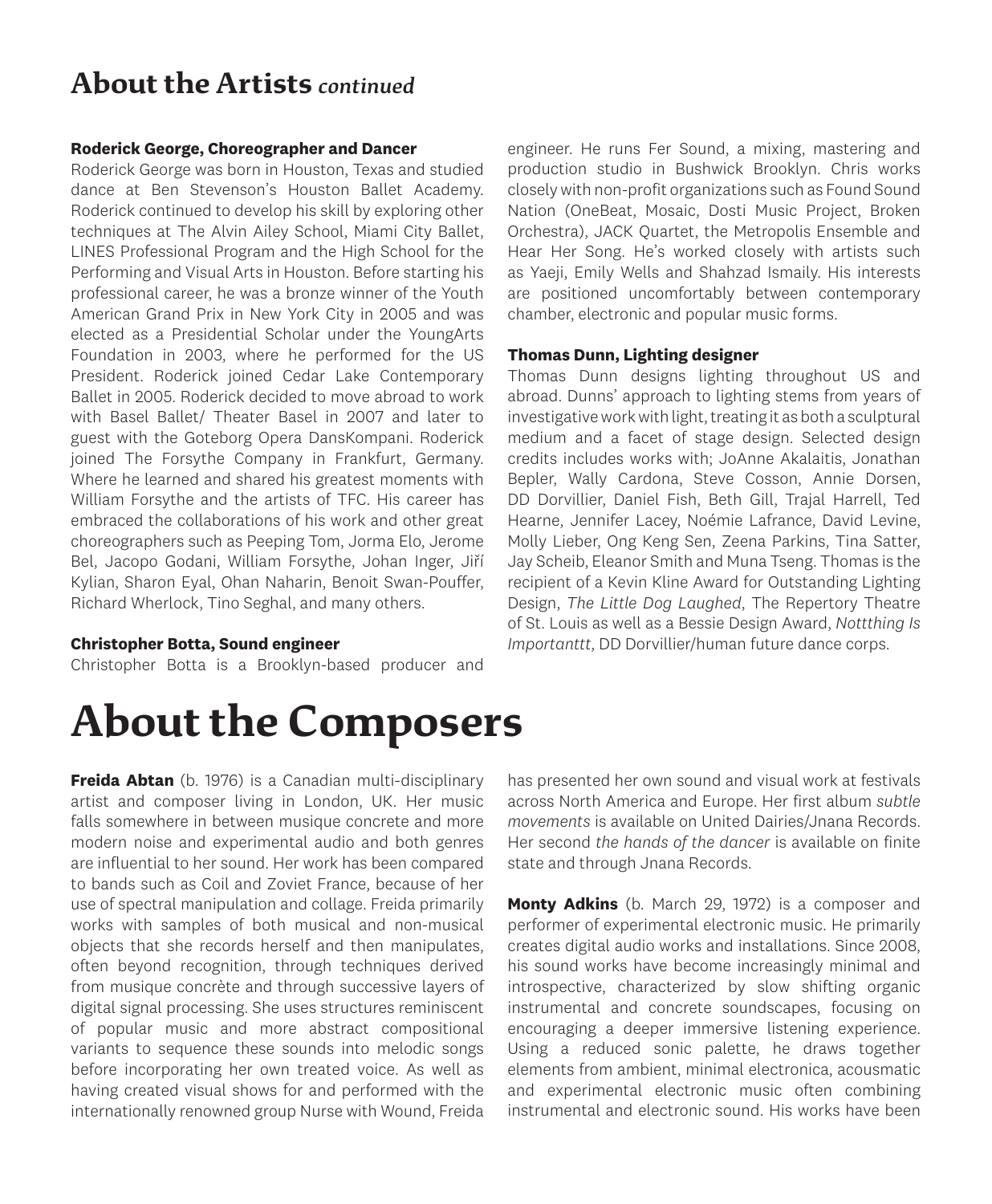## About the Artists *continued*

**Roderick George, Choreographer and Dancer**

Roderick George was born in Houston, Texas and studied dance at Ben Stevenson's Houston Ballet Academy. Roderick continued to develop his skill by exploring other techniques at The Alvin Ailey School, Miami City Ballet, LINES Professional Program and the High School for the Performing and Visual Arts in Houston. Before starting his professional career, he was a bronze winner of the Youth American Grand Prix in New York City in 2005 and was elected as a Presidential Scholar under the YoungArts Foundation in 2003, where he performed for the US President. Roderick joined Cedar Lake Contemporary Ballet in 2005. Roderick decided to move abroad to work with Basel Ballet/ Theater Basel in 2007 and later to guest with the Goteborg Opera DansKompani. Roderick joined The Forsythe Company in Frankfurt, Germany. Where he learned and shared his greatest moments with William Forsythe and the artists of TFC. His career has embraced the collaborations of his work and other great choreographers such as Peeping Tom, Jorma Elo, Jerome Bel, Jacopo Godani, William Forsythe, Johan Inger, Jiří Kylian, Sharon Eyal, Ohan Naharin, Benoit Swan-Pouffer, Richard Wherlock, Tino Seghal, and many others.

**Christopher Botta, Sound engineer**

Christopher Botta is a Brooklyn-based producer and engineer. He runs Fer Sound, a mixing, mastering and production studio in Bushwick Brooklyn. Chris works closely with non-profit organizations such as Found Sound Nation (OneBeat, Mosaic, Dosti Music Project, Broken Orchestra), JACK Quartet, the Metropolis Ensemble and Hear Her Song. He's worked closely with artists such as Yaeji, Emily Wells and Shahzad Ismaily. His interests are positioned uncomfortably between contemporary chamber, electronic and popular music forms.

**Thomas Dunn, Lighting designer**

Thomas Dunn designs lighting throughout US and abroad. Dunns' approach to lighting stems from years of investigative work with light, treating it as both a sculptural medium and a facet of stage design. Selected design credits includes works with; JoAnne Akalaitis, Jonathan Bepler, Wally Cardona, Steve Cosson, Annie Dorsen, DD Dorvillier, Daniel Fish, Beth Gill, Trajal Harrell, Ted Hearne, Jennifer Lacey, Noémie Lafrance, David Levine, Molly Lieber, Ong Keng Sen, Zeena Parkins, Tina Satter, Jay Scheib, Eleanor Smith and Muna Tseng. Thomas is the recipient of a Kevin Kline Award for Outstanding Lighting Design, *The Little Dog Laughed*, The Repertory Theatre of St. Louis as well as a Bessie Design Award, *Nottthing Is Importanttt,* DD Dorvillier/human future dance corps.

# About the Composers

**Freida Abtan** (b. 1976) is a Canadian multi-disciplinary artist and composer living in London, UK. Her music falls somewhere in between musique concrete and more modern noise and experimental audio and both genres are influential to her sound. Her work has been compared to bands such as Coil and Zoviet France, because of her use of spectral manipulation and collage. Freida primarily works with samples of both musical and non-musical objects that she records herself and then manipulates, often beyond recognition, through techniques derived from musique concrète and through successive layers of digital signal processing. She uses structures reminiscent of popular music and more abstract compositional variants to sequence these sounds into melodic songs before incorporating her own treated voice. As well as having created visual shows for and performed with the internationally renowned group Nurse with Wound, Freida has presented her own sound and visual work at festivals across North America and Europe. Her first album *subtle movements* is available on United Dairies/Jnana Records. Her second *the hands of the dancer* is available on finite state and through Jnana Records.

**Monty Adkins** (b. March 29, 1972) is a composer and performer of experimental electronic music. He primarily creates digital audio works and installations. Since 2008, his sound works have become increasingly minimal and introspective, characterized by slow shifting organic instrumental and concrete soundscapes, focusing on encouraging a deeper immersive listening experience. Using a reduced sonic palette, he draws together elements from ambient, minimal electronica, acousmatic and experimental electronic music often combining instrumental and electronic sound. His works have been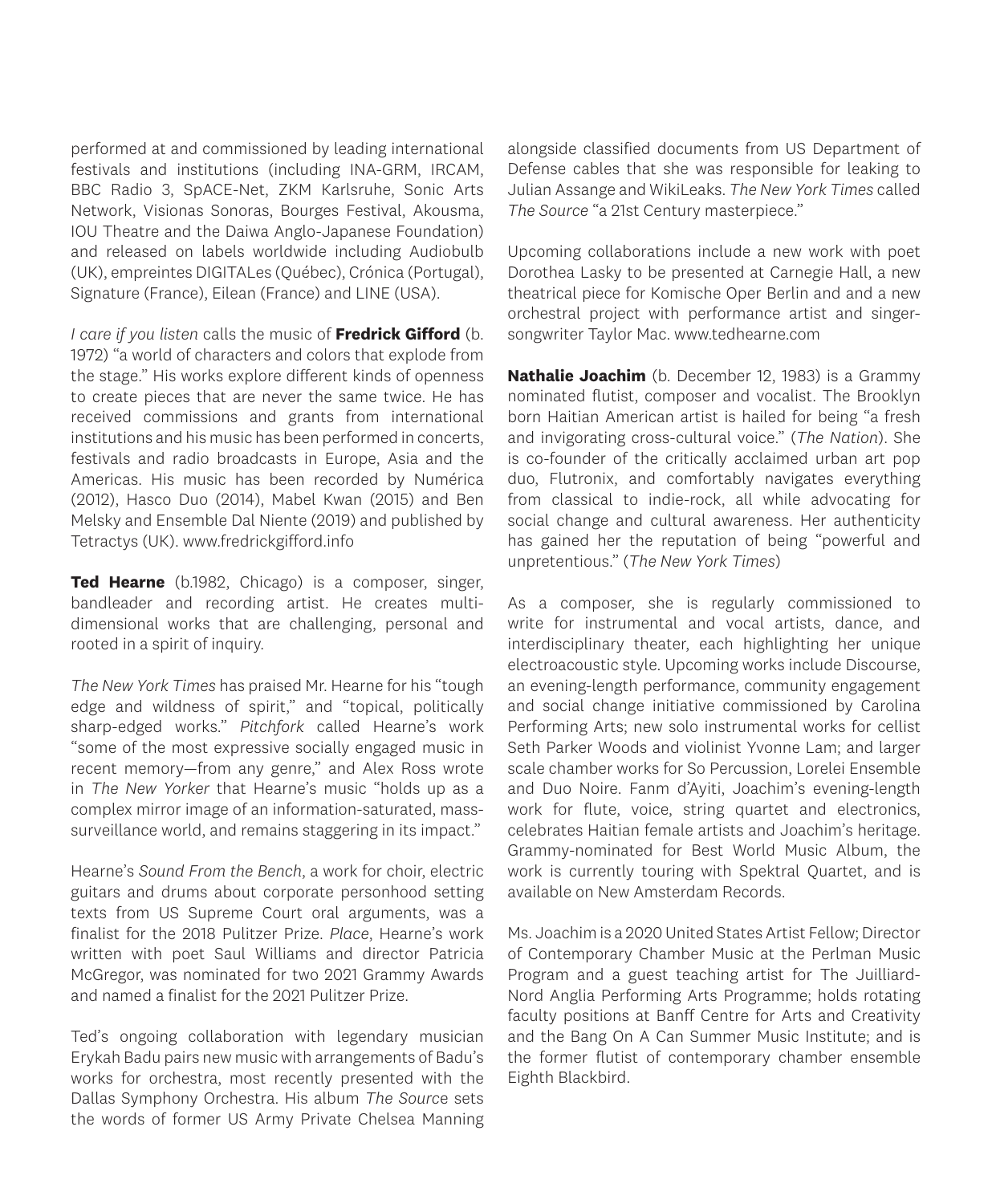performed at and commissioned by leading international festivals and institutions (including INA-GRM, IRCAM, BBC Radio 3, SpACE-Net, ZKM Karlsruhe, Sonic Arts Network, Visionas Sonoras, Bourges Festival, Akousma, IOU Theatre and the Daiwa Anglo-Japanese Foundation) and released on labels worldwide including Audiobulb (UK), empreintes DIGITALes (Québec), Crónica (Portugal), Signature (France), Eilean (France) and LINE (USA).

*I care if you listen* calls the music of **Fredrick Gifford** (b. 1972) "a world of characters and colors that explode from the stage." His works explore different kinds of openness to create pieces that are never the same twice. He has received commissions and grants from international institutions and his music has been performed in concerts, festivals and radio broadcasts in Europe, Asia and the Americas. His music has been recorded by Numérica (2012), Hasco Duo (2014), Mabel Kwan (2015) and Ben Melsky and Ensemble Dal Niente (2019) and published by Tetractys (UK). www.fredrickgifford.info

**Ted Hearne** (b.1982, Chicago) is a composer, singer, bandleader and recording artist. He creates multi-dimensional works that are challenging, personal and rooted in a spirit of inquiry.

*The New York Times* has praised Mr. Hearne for his "tough edge and wildness of spirit," and "topical, politically sharp-edged works." *Pitchfork* called Hearne's work "some of the most expressive socially engaged music in recent memory—from any genre," and Alex Ross wrote in *The New Yorker* that Hearne's music "holds up as a complex mirror image of an information-saturated, mass-surveillance world, and remains staggering in its impact."

Hearne's *Sound From the Bench*, a work for choir, electric guitars and drums about corporate personhood setting texts from US Supreme Court oral arguments, was a finalist for the 2018 Pulitzer Prize. *Place*, Hearne's work written with poet Saul Williams and director Patricia McGregor, was nominated for two 2021 Grammy Awards and named a finalist for the 2021 Pulitzer Prize.

Ted's ongoing collaboration with legendary musician Erykah Badu pairs new music with arrangements of Badu's works for orchestra, most recently presented with the Dallas Symphony Orchestra. His album *The Source* sets the words of former US Army Private Chelsea Manning alongside classified documents from US Department of Defense cables that she was responsible for leaking to Julian Assange and WikiLeaks. *The New York Times* called *The Source* "a 21st Century masterpiece."

Upcoming collaborations include a new work with poet Dorothea Lasky to be presented at Carnegie Hall, a new theatrical piece for Komische Oper Berlin and and a new orchestral project with performance artist and singer-songwriter Taylor Mac. www.tedhearne.com

**Nathalie Joachim** (b. December 12, 1983) is a Grammy nominated flutist, composer and vocalist. The Brooklyn born Haitian American artist is hailed for being "a fresh and invigorating cross-cultural voice." (*The Nation*). She is co-founder of the critically acclaimed urban art pop duo, Flutronix, and comfortably navigates everything from classical to indie-rock, all while advocating for social change and cultural awareness. Her authenticity has gained her the reputation of being "powerful and unpretentious." (*The New York Times*)

As a composer, she is regularly commissioned to write for instrumental and vocal artists, dance, and interdisciplinary theater, each highlighting her unique electroacoustic style. Upcoming works include Discourse, an evening-length performance, community engagement and social change initiative commissioned by Carolina Performing Arts; new solo instrumental works for cellist Seth Parker Woods and violinist Yvonne Lam; and larger scale chamber works for So Percussion, Lorelei Ensemble and Duo Noire. Fanm d'Ayiti, Joachim's evening-length work for flute, voice, string quartet and electronics, celebrates Haitian female artists and Joachim's heritage. Grammy-nominated for Best World Music Album, the work is currently touring with Spektral Quartet, and is available on New Amsterdam Records.

Ms. Joachim is a 2020 United States Artist Fellow; Director of Contemporary Chamber Music at the Perlman Music Program and a guest teaching artist for The Juilliard-Nord Anglia Performing Arts Programme; holds rotating faculty positions at Banff Centre for Arts and Creativity and the Bang On A Can Summer Music Institute; and is the former flutist of contemporary chamber ensemble Eighth Blackbird.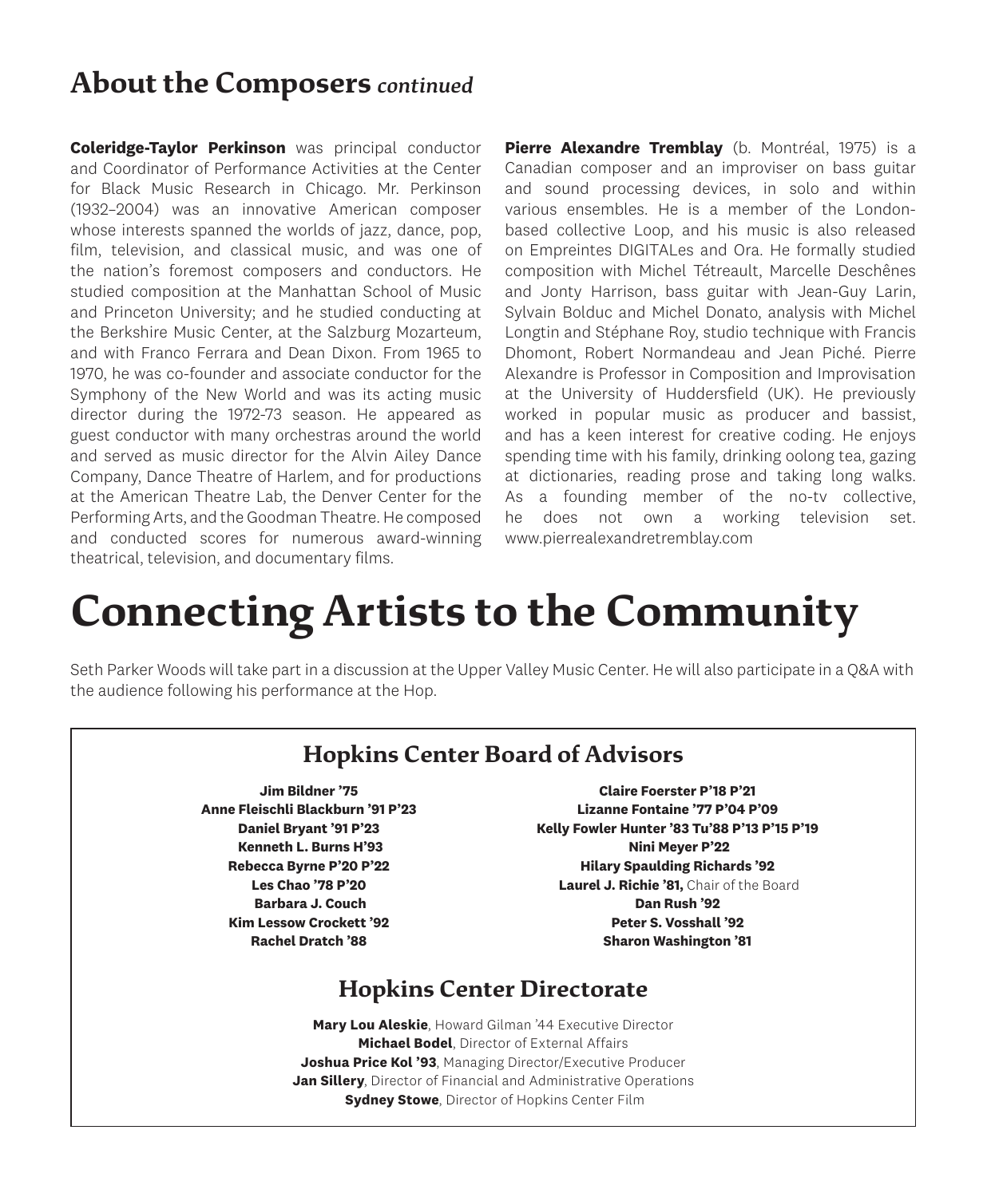## About the Composers *continued*

**Coleridge-Taylor Perkinson** was principal conductor and Coordinator of Performance Activities at the Center for Black Music Research in Chicago. Mr. Perkinson (1932–2004) was an innovative American composer whose interests spanned the worlds of jazz, dance, pop, film, television, and classical music, and was one of the nation's foremost composers and conductors. He studied composition at the Manhattan School of Music and Princeton University; and he studied conducting at the Berkshire Music Center, at the Salzburg Mozarteum, and with Franco Ferrara and Dean Dixon. From 1965 to 1970, he was co-founder and associate conductor for the Symphony of the New World and was its acting music director during the 1972-73 season. He appeared as guest conductor with many orchestras around the world and served as music director for the Alvin Ailey Dance Company, Dance Theatre of Harlem, and for productions at the American Theatre Lab, the Denver Center for the Performing Arts, and the Goodman Theatre. He composed and conducted scores for numerous award-winning theatrical, television, and documentary films.

**Pierre Alexandre Tremblay** (b. Montréal, 1975) is a Canadian composer and an improviser on bass guitar and sound processing devices, in solo and within various ensembles. He is a member of the London-based collective Loop, and his music is also released on Empreintes DIGITALes and Ora. He formally studied composition with Michel Tétreault, Marcelle Deschênes and Jonty Harrison, bass guitar with Jean-Guy Larin, Sylvain Bolduc and Michel Donato, analysis with Michel Longtin and Stéphane Roy, studio technique with Francis Dhomont, Robert Normandeau and Jean Piché. Pierre Alexandre is Professor in Composition and Improvisation at the University of Huddersfield (UK). He previously worked in popular music as producer and bassist, and has a keen interest for creative coding. He enjoys spending time with his family, drinking oolong tea, gazing at dictionaries, reading prose and taking long walks. As a founding member of the no-tv collective, he does not own a working television set. www.pierrealexandretremblay.com

# Connecting Artists to the Community

Seth Parker Woods will take part in a discussion at the Upper Valley Music Center. He will also participate in a Q&A with the audience following his performance at the Hop.

## Hopkins Center Board of Advisors

**Jim Bildner '75**
**Anne Fleischli Blackburn '91 P'23**
**Daniel Bryant '91 P'23**
**Kenneth L. Burns H'93**
**Rebecca Byrne P'20 P'22**
**Les Chao '78 P'20**
**Barbara J. Couch**
**Kim Lessow Crockett '92**
**Rachel Dratch '88**
**Claire Foerster P'18 P'21**
**Lizanne Fontaine '77 P'04 P'09**
**Kelly Fowler Hunter '83 Tu'88 P'13 P'15 P'19**
**Nini Meyer P'22**
**Hilary Spaulding Richards '92**
**Laurel J. Richie '81,** Chair of the Board
**Dan Rush '92**
**Peter S. Vosshall '92**
**Sharon Washington '81**

## Hopkins Center Directorate

**Mary Lou Aleskie**, Howard Gilman '44 Executive Director
**Michael Bodel**, Director of External Affairs
**Joshua Price Kol '93**, Managing Director/Executive Producer
**Jan Sillery**, Director of Financial and Administrative Operations
**Sydney Stowe**, Director of Hopkins Center Film